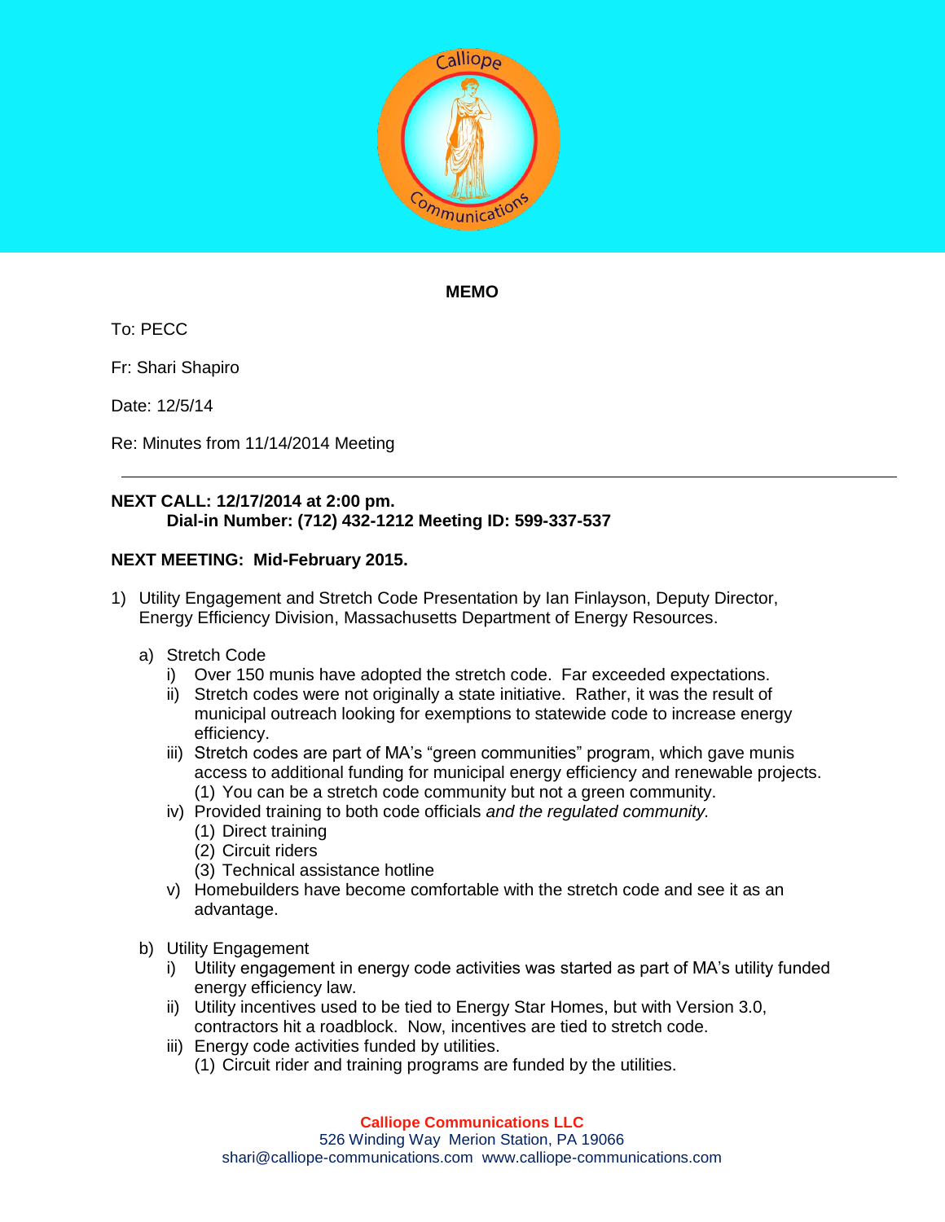# MEMO

To: PECC

Fr: Shari Shapiro

Date: 12/5/14

Re: Minutes from 11/14/2014 Meeting

---

**NEXT CALL: 12/17/2014 at 2:00 pm.**
**Dial-in Number: (712) 432-1212 Meeting ID: 599-337-537**

**NEXT MEETING: Mid-February 2015.**

1) Utility Engagement and Stretch Code Presentation by Ian Finlayson, Deputy Director, Energy Efficiency Division, Massachusetts Department of Energy Resources.

   a) Stretch Code
      i) Over 150 munis have adopted the stretch code. Far exceeded expectations.
      ii) Stretch codes were not originally a state initiative. Rather, it was the result of municipal outreach looking for exemptions to statewide code to increase energy efficiency.
      iii) Stretch codes are part of MA's "green communities" program, which gave munis access to additional funding for municipal energy efficiency and renewable projects.
         (1) You can be a stretch code community but not a green community.
      iv) Provided training to both code officials *and the regulated community.*
         (1) Direct training
         (2) Circuit riders
         (3) Technical assistance hotline
      v) Homebuilders have become comfortable with the stretch code and see it as an advantage.

   b) Utility Engagement
      i) Utility engagement in energy code activities was started as part of MA's utility funded energy efficiency law.
      ii) Utility incentives used to be tied to Energy Star Homes, but with Version 3.0, contractors hit a roadblock. Now, incentives are tied to stretch code.
      iii) Energy code activities funded by utilities.
         (1) Circuit rider and training programs are funded by the utilities.

**Calliope Communications LLC**
526 Winding Way Merion Station, PA 19066
shari@calliope-communications.com www.calliope-communications.com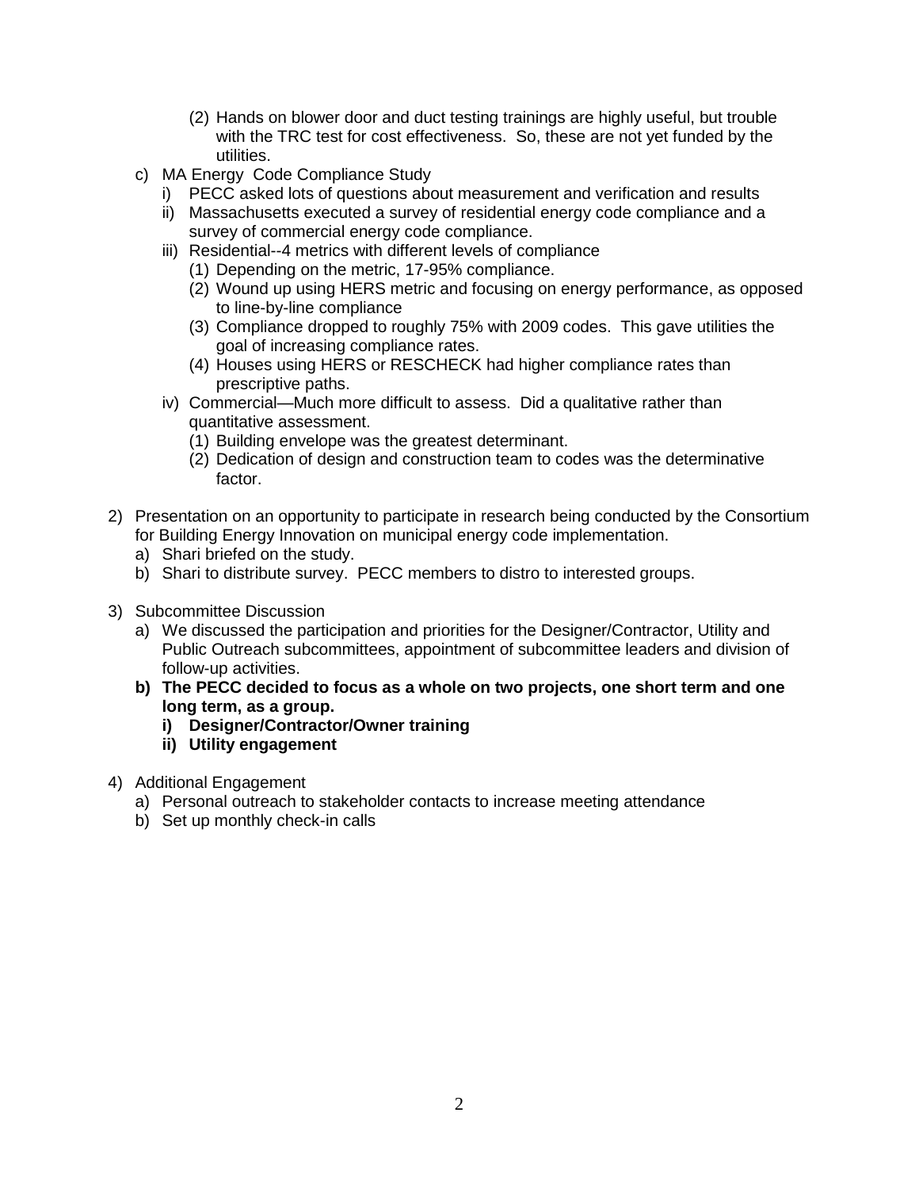- (2) Hands on blower door and duct testing trainings are highly useful, but trouble with the TRC test for cost effectiveness. So, these are not yet funded by the utilities.

- c) MA Energy Code Compliance Study
  - i) PECC asked lots of questions about measurement and verification and results
  - ii) Massachusetts executed a survey of residential energy code compliance and a survey of commercial energy code compliance.
  - iii) Residential--4 metrics with different levels of compliance
    - (1) Depending on the metric, 17-95% compliance.
    - (2) Wound up using HERS metric and focusing on energy performance, as opposed to line-by-line compliance
    - (3) Compliance dropped to roughly 75% with 2009 codes. This gave utilities the goal of increasing compliance rates.
    - (4) Houses using HERS or RESCHECK had higher compliance rates than prescriptive paths.
  - iv) Commercial—Much more difficult to assess. Did a qualitative rather than quantitative assessment.
    - (1) Building envelope was the greatest determinant.
    - (2) Dedication of design and construction team to codes was the determinative factor.

2) Presentation on an opportunity to participate in research being conducted by the Consortium for Building Energy Innovation on municipal energy code implementation.
   - a) Shari briefed on the study.
   - b) Shari to distribute survey. PECC members to distro to interested groups.

3) Subcommittee Discussion
   - a) We discussed the participation and priorities for the Designer/Contractor, Utility and Public Outreach subcommittees, appointment of subcommittee leaders and division of follow-up activities.
   - **b) The PECC decided to focus as a whole on two projects, one short term and one long term, as a group.**
     - **i) Designer/Contractor/Owner training**
     - **ii) Utility engagement**

4) Additional Engagement
   - a) Personal outreach to stakeholder contacts to increase meeting attendance
   - b) Set up monthly check-in calls